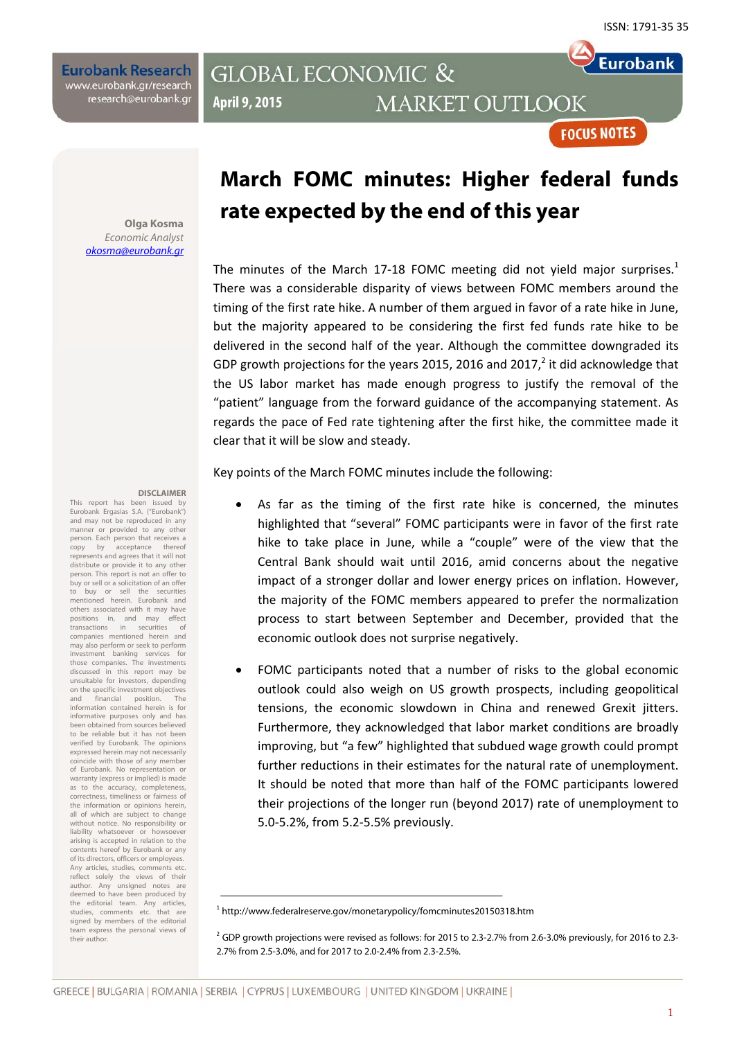ISSN: 1791-35 35

Eurobank Research
www.eurobank.gr/research
research@eurobank.gr

GLOBAL ECONOMIC & MARKET OUTLOOK

April 9, 2015

FOCUS NOTES

# March FOMC minutes: Higher federal funds rate expected by the end of this year

**Olga Kosma**
*Economic Analyst*
okosma@eurobank.gr

The minutes of the March 17-18 FOMC meeting did not yield major surprises.[1] There was a considerable disparity of views between FOMC members around the timing of the first rate hike. A number of them argued in favor of a rate hike in June, but the majority appeared to be considering the first fed funds rate hike to be delivered in the second half of the year. Although the committee downgraded its GDP growth projections for the years 2015, 2016 and 2017,[2] it did acknowledge that the US labor market has made enough progress to justify the removal of the "patient" language from the forward guidance of the accompanying statement. As regards the pace of Fed rate tightening after the first hike, the committee made it clear that it will be slow and steady.

Key points of the March FOMC minutes include the following:

- As far as the timing of the first rate hike is concerned, the minutes highlighted that "several" FOMC participants were in favor of the first rate hike to take place in June, while a "couple" were of the view that the Central Bank should wait until 2016, amid concerns about the negative impact of a stronger dollar and lower energy prices on inflation. However, the majority of the FOMC members appeared to prefer the normalization process to start between September and December, provided that the economic outlook does not surprise negatively.

- FOMC participants noted that a number of risks to the global economic outlook could also weigh on US growth prospects, including geopolitical tensions, the economic slowdown in China and renewed Grexit jitters. Furthermore, they acknowledged that labor market conditions are broadly improving, but "a few" highlighted that subdued wage growth could prompt further reductions in their estimates for the natural rate of unemployment. It should be noted that more than half of the FOMC participants lowered their projections of the longer run (beyond 2017) rate of unemployment to 5.0-5.2%, from 5.2-5.5% previously.

[1] http://www.federalreserve.gov/monetarypolicy/fomcminutes20150318.htm

[2] GDP growth projections were revised as follows: for 2015 to 2.3-2.7% from 2.6-3.0% previously, for 2016 to 2.3-2.7% from 2.5-3.0%, and for 2017 to 2.0-2.4% from 2.3-2.5%.

**DISCLAIMER**
This report has been issued by Eurobank Ergasias S.A. ("Eurobank") and may not be reproduced in any manner or provided to any other person. Each person that receives a copy by acceptance thereof represents and agrees that it will not distribute or provide it to any other person. This report is not an offer to buy or sell or a solicitation of an offer to buy or sell the securities mentioned herein. Eurobank and others associated with it may have positions in, and may effect transactions in securities of companies mentioned herein and may also perform or seek to perform investment banking services for those companies. The investments discussed in this report may be unsuitable for investors, depending on the specific investment objectives and financial position. The information contained herein is for informative purposes only and has been obtained from sources believed to be reliable but it has not been verified by Eurobank. The opinions expressed herein may not necessarily coincide with those of any member of Eurobank. No representation or warranty (express or implied) is made as to the accuracy, completeness, correctness, timeliness or fairness of the information or opinions herein, all of which are subject to change without notice. No responsibility or liability whatsoever or howsoever arising is accepted in relation to the contents hereof by Eurobank or any of its directors, officers or employees. Any articles, studies, comments etc. reflect solely the views of their author. Any unsigned notes are deemed to have been produced by the editorial team. Any articles, studies, comments etc. that are signed by members of the editorial team express the personal views of their author.

GREECE | BULGARIA | ROMANIA | SERBIA | CYPRUS | LUXEMBOURG | UNITED KINGDOM | UKRAINE |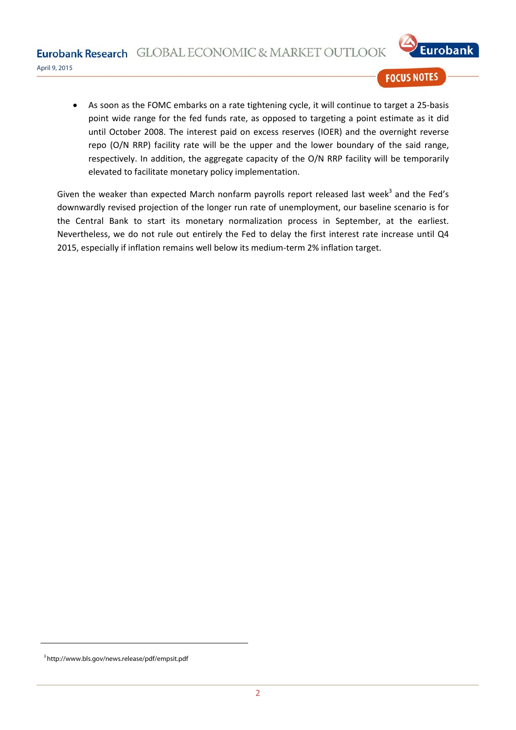- As soon as the FOMC embarks on a rate tightening cycle, it will continue to target a 25-basis point wide range for the fed funds rate, as opposed to targeting a point estimate as it did until October 2008. The interest paid on excess reserves (IOER) and the overnight reverse repo (O/N RRP) facility rate will be the upper and the lower boundary of the said range, respectively. In addition, the aggregate capacity of the O/N RRP facility will be temporarily elevated to facilitate monetary policy implementation.

Given the weaker than expected March nonfarm payrolls report released last week[3] and the Fed's downwardly revised projection of the longer run rate of unemployment, our baseline scenario is for the Central Bank to start its monetary normalization process in September, at the earliest. Nevertheless, we do not rule out entirely the Fed to delay the first interest rate increase until Q4 2015, especially if inflation remains well below its medium-term 2% inflation target.

---

[3] http://www.bls.gov/news.release/pdf/empsit.pdf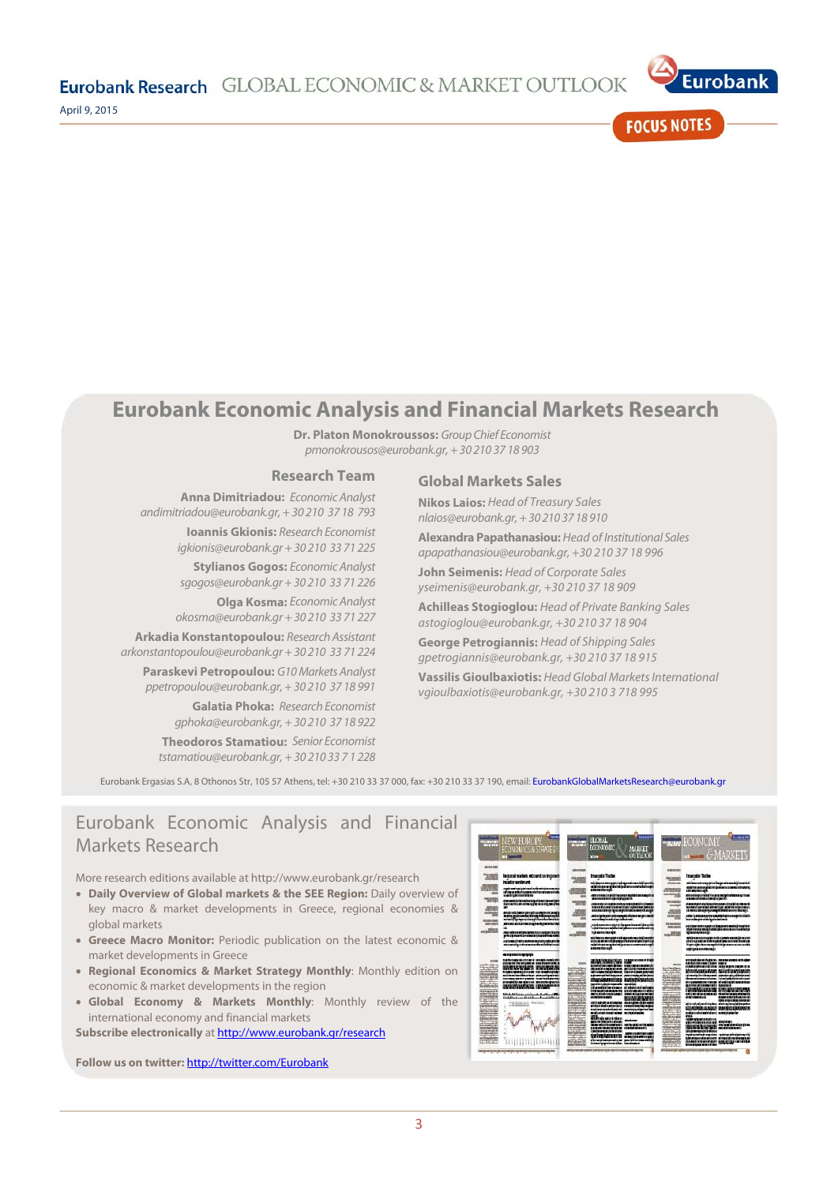# Eurobank Economic Analysis and Financial Markets Research

**Dr. Platon Monokroussos:** *Group Chief Economist*
*pmonokrousos@eurobank.gr, + 30 210 37 18 903*

## Research Team

**Anna Dimitriadou:** *Economic Analyst*
*andimitriadou@eurobank.gr, + 30 210 37 18 793*

**Ioannis Gkionis:** *Research Economist*
*igkionis@eurobank.gr + 30 210 33 71 225*

**Stylianos Gogos:** *Economic Analyst*
*sgogos@eurobank.gr + 30 210 33 71 226*

**Olga Kosma:** *Economic Analyst*
*okosma@eurobank.gr + 30 210 33 71 227*

**Arkadia Konstantopoulou:** *Research Assistant*
*arkonstantopoulou@eurobank.gr + 30 210 33 71 224*

**Paraskevi Petropoulou:** *G10 Markets Analyst*
*ppetropoulou@eurobank.gr, + 30 210 37 18 991*

**Galatia Phoka:** *Research Economist*
*gphoka@eurobank.gr, + 30 210 37 18 922*

**Theodoros Stamatiou:** *Senior Economist*
*tstamatiou@eurobank.gr, + 30 210 33 7 1 228*

## Global Markets Sales

**Nikos Laios:** *Head of Treasury Sales*
*nlaios@eurobank.gr, + 30 210 37 18 910*

**Alexandra Papathanasiou:** *Head of Institutional Sales*
*apapathanasiou@eurobank.gr, +30 210 37 18 996*

**John Seimenis:** *Head of Corporate Sales*
*yseimenis@eurobank.gr, +30 210 37 18 909*

**Achilleas Stogioglou:** *Head of Private Banking Sales*
*astogioglou@eurobank.gr, +30 210 37 18 904*

**George Petrogiannis:** *Head of Shipping Sales*
*gpetrogiannis@eurobank.gr, +30 210 37 18 915*

**Vassilis Gioulbaxiotis:** *Head Global Markets International*
*vgioulbaxiotis@eurobank.gr, +30 210 3 718 995*

Eurobank Ergasias S.A, 8 Othonos Str, 105 57 Athens, tel: +30 210 33 37 000, fax: +30 210 33 37 190, email: EurobankGlobalMarketsResearch@eurobank.gr

## Eurobank Economic Analysis and Financial Markets Research

More research editions available at http://www.eurobank.gr/research

- **Daily Overview of Global markets & the SEE Region:** Daily overview of key macro & market developments in Greece, regional economies & global markets
- **Greece Macro Monitor:** Periodic publication on the latest economic & market developments in Greece
- **Regional Economics & Market Strategy Monthly**: Monthly edition on economic & market developments in the region
- **Global Economy & Markets Monthly**: Monthly review of the international economy and financial markets

**Subscribe electronically** at http://www.eurobank.gr/research

**Follow us on twitter:** http://twitter.com/Eurobank